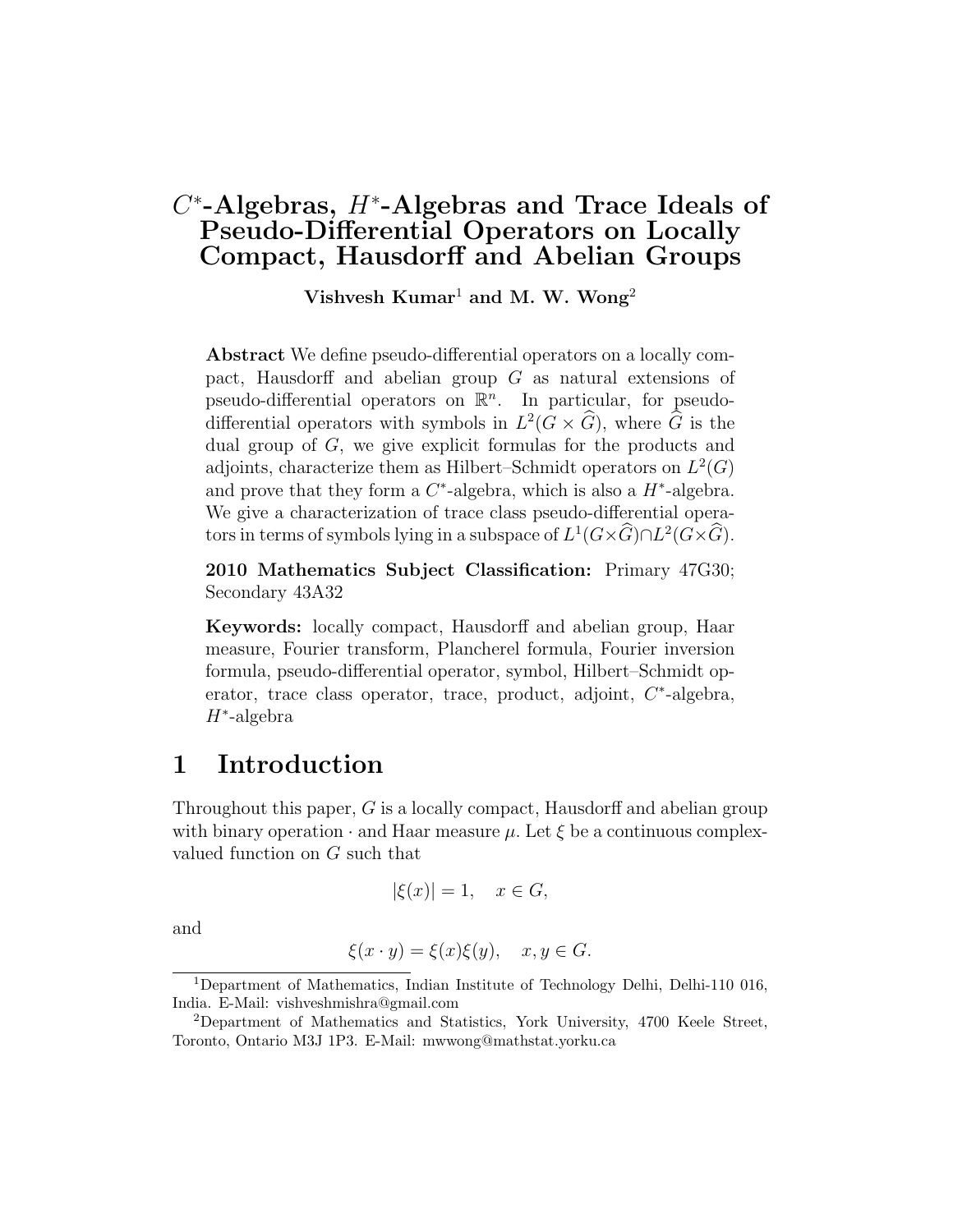# $C^*$-Algebras, $H^*$-Algebras and Trace Ideals of Pseudo-Differential Operators on Locally Compact, Hausdorff and Abelian Groups

**Vishvesh Kumar**[1] **and M. W. Wong**[2]

**Abstract** We define pseudo-differential operators on a locally compact, Hausdorff and abelian group $G$ as natural extensions of pseudo-differential operators on $\mathbb{R}^n$. In particular, for pseudo-differential operators with symbols in $L^2(G \times \widehat{G})$, where $\widehat{G}$ is the dual group of $G$, we give explicit formulas for the products and adjoints, characterize them as Hilbert–Schmidt operators on $L^2(G)$ and prove that they form a $C^*$-algebra, which is also a $H^*$-algebra. We give a characterization of trace class pseudo-differential operators in terms of symbols lying in a subspace of $L^1(G \times \widehat{G}) \cap L^2(G \times \widehat{G})$.

**2010 Mathematics Subject Classification:** Primary 47G30; Secondary 43A32

**Keywords:** locally compact, Hausdorff and abelian group, Haar measure, Fourier transform, Plancherel formula, Fourier inversion formula, pseudo-differential operator, symbol, Hilbert–Schmidt operator, trace class operator, trace, product, adjoint, $C^*$-algebra, $H^*$-algebra

## 1 Introduction

Throughout this paper, $G$ is a locally compact, Hausdorff and abelian group with binary operation $\cdot$ and Haar measure $\mu$. Let $\xi$ be a continuous complex-valued function on $G$ such that

$$|\xi(x)| = 1, \quad x \in G,$$

and

$$\xi(x \cdot y) = \xi(x)\xi(y), \quad x, y \in G.$$

[1]Department of Mathematics, Indian Institute of Technology Delhi, Delhi-110 016, India. E-Mail: vishveshmishra@gmail.com

[2]Department of Mathematics and Statistics, York University, 4700 Keele Street, Toronto, Ontario M3J 1P3. E-Mail: mwwong@mathstat.yorku.ca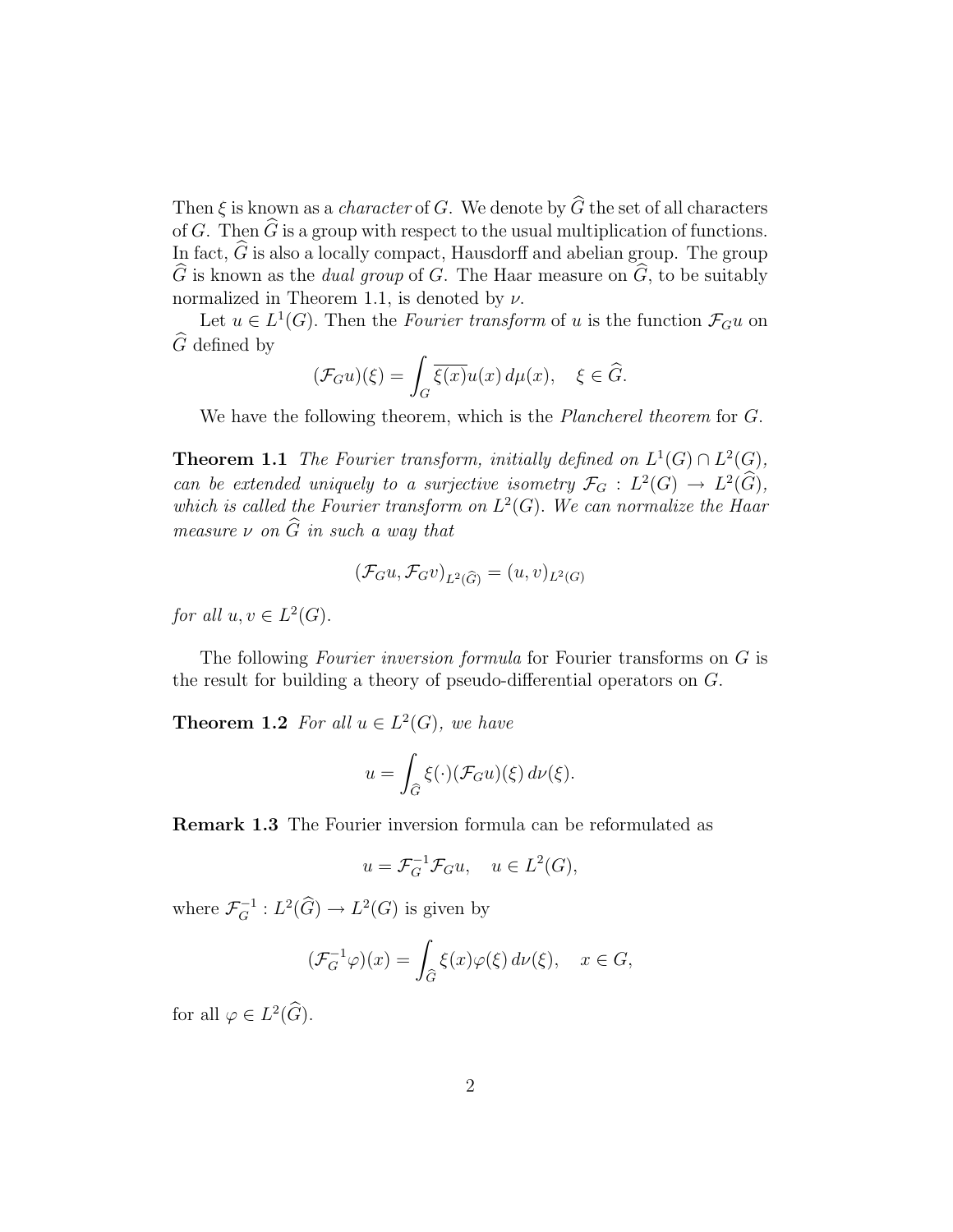Then $\xi$ is known as a *character* of $G$. We denote by $\widehat{G}$ the set of all characters of $G$. Then $\widehat{G}$ is a group with respect to the usual multiplication of functions. In fact, $\widehat{G}$ is also a locally compact, Hausdorff and abelian group. The group $\widehat{G}$ is known as the *dual group* of $G$. The Haar measure on $\widehat{G}$, to be suitably normalized in Theorem 1.1, is denoted by $\nu$.

Let $u \in L^1(G)$. Then the *Fourier transform* of $u$ is the function $\mathcal{F}_G u$ on $\widehat{G}$ defined by

$$(\mathcal{F}_G u)(\xi) = \int_G \overline{\xi(x)} u(x)\, d\mu(x), \quad \xi \in \widehat{G}.$$

We have the following theorem, which is the *Plancherel theorem* for $G$.

**Theorem 1.1** *The Fourier transform, initially defined on $L^1(G) \cap L^2(G)$, can be extended uniquely to a surjective isometry $\mathcal{F}_G : L^2(G) \to L^2(\widehat{G})$, which is called the Fourier transform on $L^2(G)$. We can normalize the Haar measure $\nu$ on $\widehat{G}$ in such a way that*

$$(\mathcal{F}_G u, \mathcal{F}_G v)_{L^2(\widehat{G})} = (u, v)_{L^2(G)}$$

*for all $u, v \in L^2(G)$.*

The following *Fourier inversion formula* for Fourier transforms on $G$ is the result for building a theory of pseudo-differential operators on $G$.

**Theorem 1.2** *For all $u \in L^2(G)$, we have*

$$u = \int_{\widehat{G}} \xi(\cdot)(\mathcal{F}_G u)(\xi)\, d\nu(\xi).$$

**Remark 1.3** The Fourier inversion formula can be reformulated as

$$u = \mathcal{F}_G^{-1} \mathcal{F}_G u, \quad u \in L^2(G),$$

where $\mathcal{F}_G^{-1} : L^2(\widehat{G}) \to L^2(G)$ is given by

$$(\mathcal{F}_G^{-1} \varphi)(x) = \int_{\widehat{G}} \xi(x) \varphi(\xi)\, d\nu(\xi), \quad x \in G,$$

for all $\varphi \in L^2(\widehat{G})$.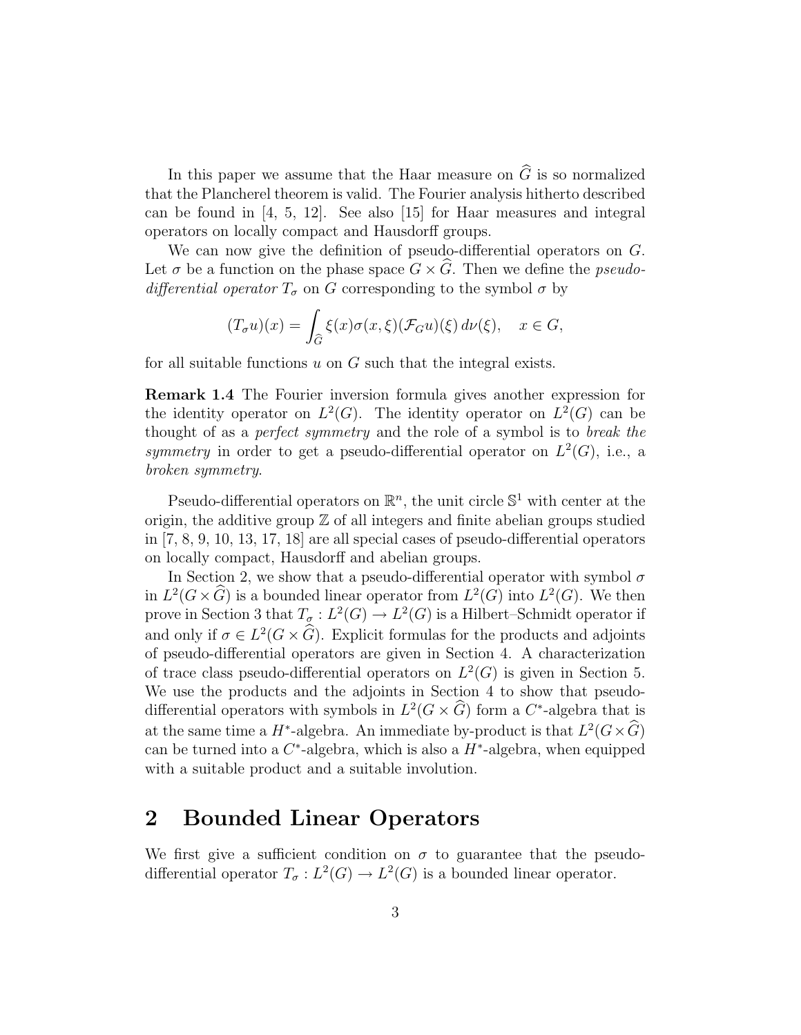In this paper we assume that the Haar measure on $\widehat{G}$ is so normalized that the Plancherel theorem is valid. The Fourier analysis hitherto described can be found in [4, 5, 12]. See also [15] for Haar measures and integral operators on locally compact and Hausdorff groups.

We can now give the definition of pseudo-differential operators on $G$. Let $\sigma$ be a function on the phase space $G \times \widehat{G}$. Then we define the *pseudo-differential operator* $T_\sigma$ on $G$ corresponding to the symbol $\sigma$ by

$$(T_\sigma u)(x) = \int_{\widehat{G}} \xi(x)\sigma(x,\xi)(\mathcal{F}_G u)(\xi)\, d\nu(\xi), \quad x \in G,$$

for all suitable functions $u$ on $G$ such that the integral exists.

**Remark 1.4** The Fourier inversion formula gives another expression for the identity operator on $L^2(G)$. The identity operator on $L^2(G)$ can be thought of as a *perfect symmetry* and the role of a symbol is to *break the symmetry* in order to get a pseudo-differential operator on $L^2(G)$, i.e., a *broken symmetry*.

Pseudo-differential operators on $\mathbb{R}^n$, the unit circle $\mathbb{S}^1$ with center at the origin, the additive group $\mathbb{Z}$ of all integers and finite abelian groups studied in [7, 8, 9, 10, 13, 17, 18] are all special cases of pseudo-differential operators on locally compact, Hausdorff and abelian groups.

In Section 2, we show that a pseudo-differential operator with symbol $\sigma$ in $L^2(G \times \widehat{G})$ is a bounded linear operator from $L^2(G)$ into $L^2(G)$. We then prove in Section 3 that $T_\sigma : L^2(G) \to L^2(G)$ is a Hilbert–Schmidt operator if and only if $\sigma \in L^2(G \times \widehat{G})$. Explicit formulas for the products and adjoints of pseudo-differential operators are given in Section 4. A characterization of trace class pseudo-differential operators on $L^2(G)$ is given in Section 5. We use the products and the adjoints in Section 4 to show that pseudo-differential operators with symbols in $L^2(G \times \widehat{G})$ form a $C^*$-algebra that is at the same time a $H^*$-algebra. An immediate by-product is that $L^2(G \times \widehat{G})$ can be turned into a $C^*$-algebra, which is also a $H^*$-algebra, when equipped with a suitable product and a suitable involution.

## 2 Bounded Linear Operators

We first give a sufficient condition on $\sigma$ to guarantee that the pseudo-differential operator $T_\sigma : L^2(G) \to L^2(G)$ is a bounded linear operator.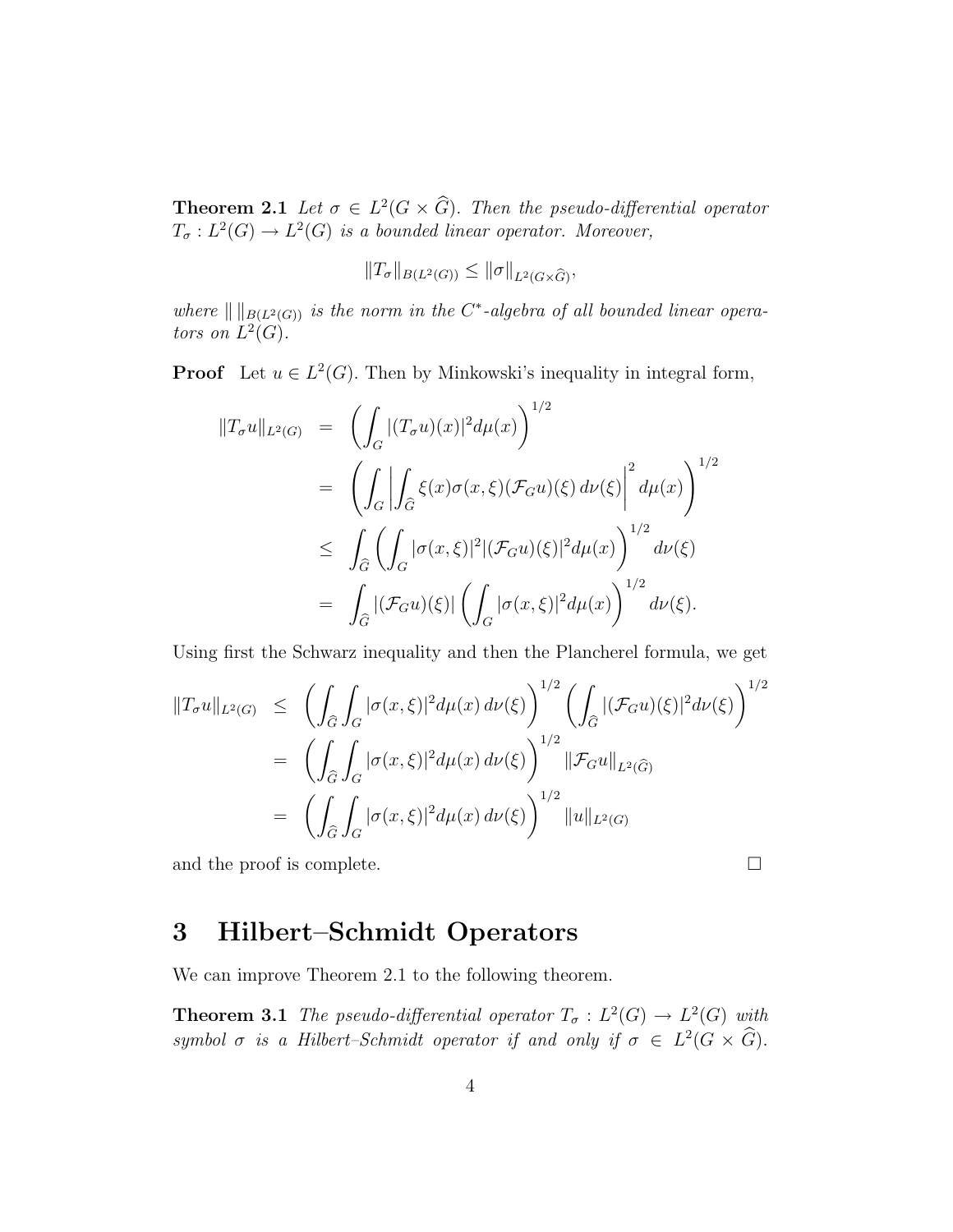**Theorem 2.1** *Let $\sigma \in L^2(G \times \widehat{G})$. Then the pseudo-differential operator $T_\sigma : L^2(G) \to L^2(G)$ is a bounded linear operator. Moreover,*

$$\|T_\sigma\|_{B(L^2(G))} \le \|\sigma\|_{L^2(G\times\widehat{G})},$$

*where $\| \,\|_{B(L^2(G))}$ is the norm in the $C^*$-algebra of all bounded linear operators on $L^2(G)$.*

**Proof** Let $u \in L^2(G)$. Then by Minkowski's inequality in integral form,

$$\begin{aligned}
\|T_\sigma u\|_{L^2(G)} &= \left(\int_G |(T_\sigma u)(x)|^2 d\mu(x)\right)^{1/2} \\
&= \left(\int_G \left|\int_{\widehat{G}} \xi(x)\sigma(x,\xi)(\mathcal{F}_G u)(\xi)\, d\nu(\xi)\right|^2 d\mu(x)\right)^{1/2} \\
&\le \int_{\widehat{G}} \left(\int_G |\sigma(x,\xi)|^2 |(\mathcal{F}_G u)(\xi)|^2 d\mu(x)\right)^{1/2} d\nu(\xi) \\
&= \int_{\widehat{G}} |(\mathcal{F}_G u)(\xi)| \left(\int_G |\sigma(x,\xi)|^2 d\mu(x)\right)^{1/2} d\nu(\xi).
\end{aligned}$$

Using first the Schwarz inequality and then the Plancherel formula, we get

$$\begin{aligned}
\|T_\sigma u\|_{L^2(G)} &\le \left(\int_{\widehat{G}}\int_G |\sigma(x,\xi)|^2 d\mu(x)\, d\nu(\xi)\right)^{1/2} \left(\int_{\widehat{G}} |(\mathcal{F}_G u)(\xi)|^2 d\nu(\xi)\right)^{1/2} \\
&= \left(\int_{\widehat{G}}\int_G |\sigma(x,\xi)|^2 d\mu(x)\, d\nu(\xi)\right)^{1/2} \|\mathcal{F}_G u\|_{L^2(\widehat{G})} \\
&= \left(\int_{\widehat{G}}\int_G |\sigma(x,\xi)|^2 d\mu(x)\, d\nu(\xi)\right)^{1/2} \|u\|_{L^2(G)}
\end{aligned}$$

and the proof is complete. □

# 3 Hilbert–Schmidt Operators

We can improve Theorem 2.1 to the following theorem.

**Theorem 3.1** *The pseudo-differential operator $T_\sigma : L^2(G) \to L^2(G)$ with symbol $\sigma$ is a Hilbert–Schmidt operator if and only if $\sigma \in L^2(G \times \widehat{G})$.*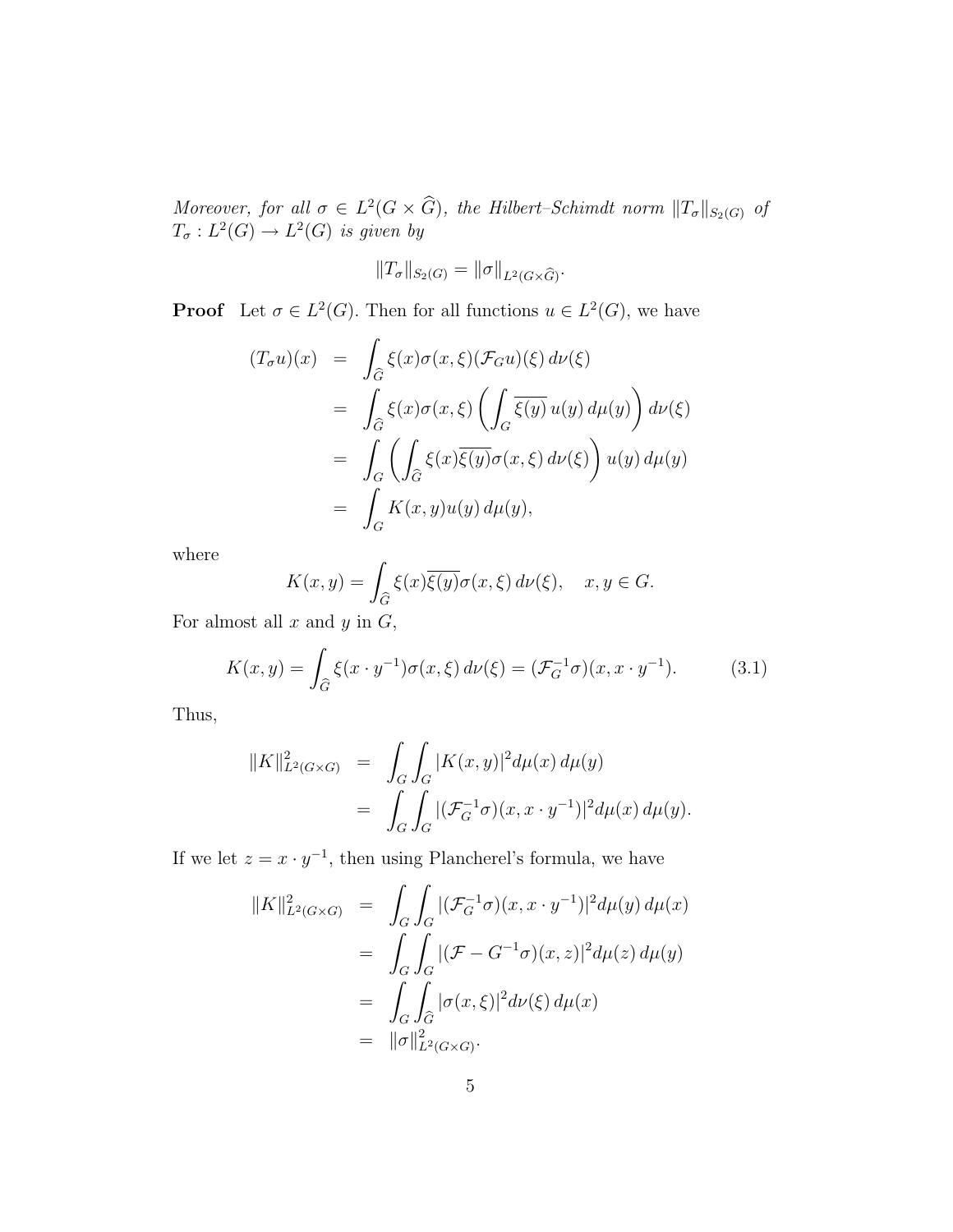*Moreover, for all $\sigma \in L^2(G \times \widehat{G})$, the Hilbert–Schimdt norm $\|T_\sigma\|_{S_2(G)}$ of $T_\sigma : L^2(G) \to L^2(G)$ is given by*

$$\|T_\sigma\|_{S_2(G)} = \|\sigma\|_{L^2(G\times\widehat{G})}.$$

**Proof** Let $\sigma \in L^2(G)$. Then for all functions $u \in L^2(G)$, we have

$$\begin{aligned}
(T_\sigma u)(x) &= \int_{\widehat{G}} \xi(x)\sigma(x,\xi)(\mathcal{F}_G u)(\xi)\, d\nu(\xi) \\
&= \int_{\widehat{G}} \xi(x)\sigma(x,\xi) \left( \int_G \overline{\xi(y)}\, u(y)\, d\mu(y) \right) d\nu(\xi) \\
&= \int_G \left( \int_{\widehat{G}} \xi(x)\overline{\xi(y)}\sigma(x,\xi)\, d\nu(\xi) \right) u(y)\, d\mu(y) \\
&= \int_G K(x,y) u(y)\, d\mu(y),
\end{aligned}$$

where

$$K(x,y) = \int_{\widehat{G}} \xi(x)\overline{\xi(y)}\sigma(x,\xi)\, d\nu(\xi), \quad x, y \in G.$$

For almost all $x$ and $y$ in $G$,

$$K(x,y) = \int_{\widehat{G}} \xi(x\cdot y^{-1})\sigma(x,\xi)\, d\nu(\xi) = (\mathcal{F}_G^{-1}\sigma)(x, x\cdot y^{-1}). \tag{3.1}$$

Thus,

$$\begin{aligned}
\|K\|^2_{L^2(G\times G)} &= \int_G \int_G |K(x,y)|^2 d\mu(x)\, d\mu(y) \\
&= \int_G \int_G |(\mathcal{F}_G^{-1}\sigma)(x, x\cdot y^{-1})|^2 d\mu(x)\, d\mu(y).
\end{aligned}$$

If we let $z = x \cdot y^{-1}$, then using Plancherel's formula, we have

$$\begin{aligned}
\|K\|^2_{L^2(G\times G)} &= \int_G \int_G |(\mathcal{F}_G^{-1}\sigma)(x, x\cdot y^{-1})|^2 d\mu(y)\, d\mu(x) \\
&= \int_G \int_G |(\mathcal{F} - G^{-1}\sigma)(x, z)|^2 d\mu(z)\, d\mu(y) \\
&= \int_G \int_{\widehat{G}} |\sigma(x,\xi)|^2 d\nu(\xi)\, d\mu(x) \\
&= \|\sigma\|^2_{L^2(G\times G)}.
\end{aligned}$$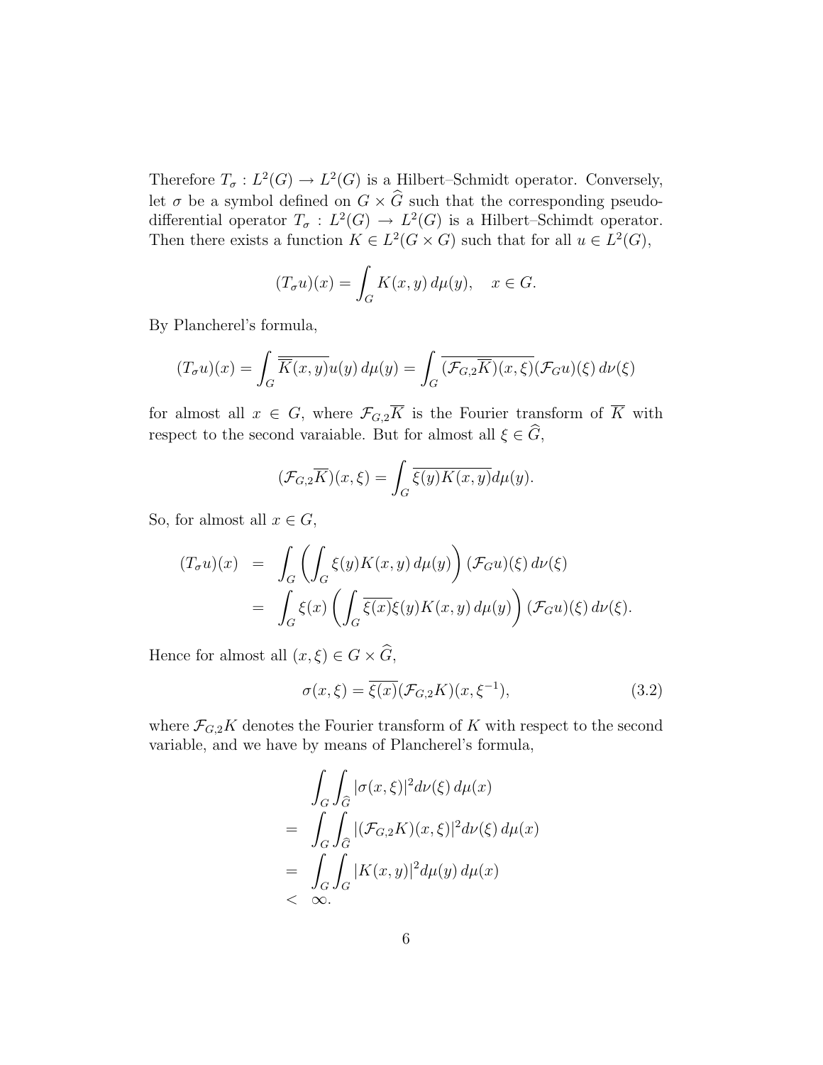Therefore $T_\sigma : L^2(G) \to L^2(G)$ is a Hilbert–Schmidt operator. Conversely, let $\sigma$ be a symbol defined on $G \times \widehat{G}$ such that the corresponding pseudo-differential operator $T_\sigma : L^2(G) \to L^2(G)$ is a Hilbert–Schimdt operator. Then there exists a function $K \in L^2(G \times G)$ such that for all $u \in L^2(G)$,

$$(T_\sigma u)(x) = \int_G K(x,y)\, d\mu(y), \quad x \in G.$$

By Plancherel's formula,

$$(T_\sigma u)(x) = \int_G \overline{\overline{K}(x,y)} u(y)\, d\mu(y) = \int_G \overline{(\mathcal{F}_{G,2}\overline{K})(x,\xi)} (\mathcal{F}_G u)(\xi)\, d\nu(\xi)$$

for almost all $x \in G$, where $\mathcal{F}_{G,2}\overline{K}$ is the Fourier transform of $\overline{K}$ with respect to the second varaiable. But for almost all $\xi \in \widehat{G}$,

$$(\mathcal{F}_{G,2}\overline{K})(x,\xi) = \int_G \overline{\xi(y) K(x,y)} d\mu(y).$$

So, for almost all $x \in G$,

$$\begin{aligned}
(T_\sigma u)(x) &= \int_G \left( \int_G \xi(y) K(x,y)\, d\mu(y) \right) (\mathcal{F}_G u)(\xi)\, d\nu(\xi) \\
&= \int_G \xi(x) \left( \int_G \overline{\xi(x)} \xi(y) K(x,y)\, d\mu(y) \right) (\mathcal{F}_G u)(\xi)\, d\nu(\xi).
\end{aligned}$$

Hence for almost all $(x,\xi) \in G \times \widehat{G}$,

$$\sigma(x,\xi) = \overline{\xi(x)} (\mathcal{F}_{G,2}K)(x,\xi^{-1}), \tag{3.2}$$

where $\mathcal{F}_{G,2}K$ denotes the Fourier transform of $K$ with respect to the second variable, and we have by means of Plancherel's formula,

$$\begin{aligned}
& \int_G \int_{\widehat{G}} |\sigma(x,\xi)|^2 d\nu(\xi)\, d\mu(x) \\
= & \int_G \int_{\widehat{G}} |(\mathcal{F}_{G,2}K)(x,\xi)|^2 d\nu(\xi)\, d\mu(x) \\
= & \int_G \int_G |K(x,y)|^2 d\mu(y)\, d\mu(x) \\
< & \infty.
\end{aligned}$$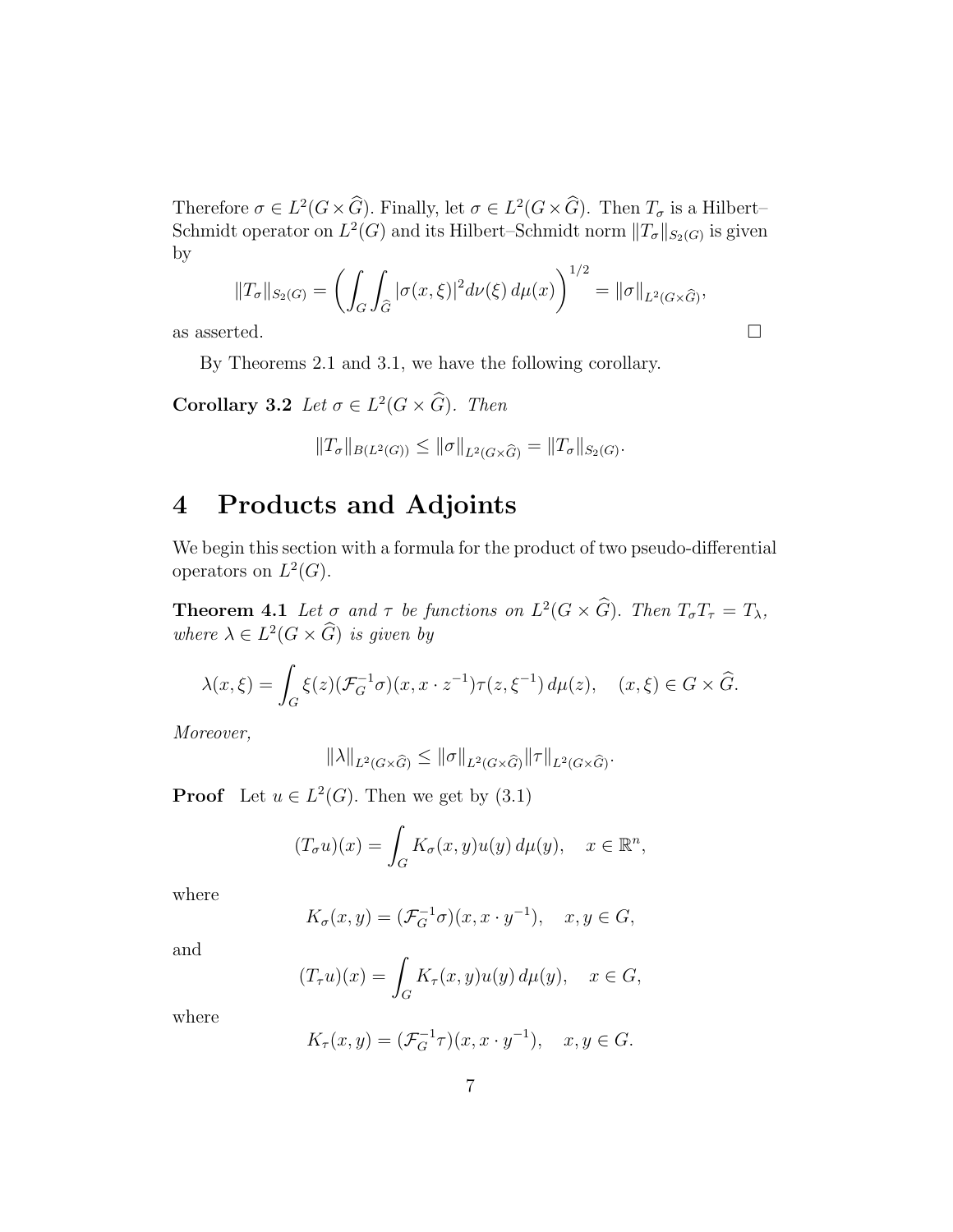Therefore $\sigma \in L^2(G \times \widehat{G})$. Finally, let $\sigma \in L^2(G \times \widehat{G})$. Then $T_\sigma$ is a Hilbert–Schmidt operator on $L^2(G)$ and its Hilbert–Schmidt norm $\|T_\sigma\|_{S_2(G)}$ is given by

$$\|T_\sigma\|_{S_2(G)} = \left( \int_G \int_{\widehat{G}} |\sigma(x,\xi)|^2 d\nu(\xi)\, d\mu(x) \right)^{1/2} = \|\sigma\|_{L^2(G\times\widehat{G})},$$

as asserted. □

By Theorems 2.1 and 3.1, we have the following corollary.

**Corollary 3.2** *Let $\sigma \in L^2(G \times \widehat{G})$. Then*

$$\|T_\sigma\|_{B(L^2(G))} \leq \|\sigma\|_{L^2(G\times\widehat{G})} = \|T_\sigma\|_{S_2(G)}.$$

# 4 Products and Adjoints

We begin this section with a formula for the product of two pseudo-differential operators on $L^2(G)$.

**Theorem 4.1** *Let $\sigma$ and $\tau$ be functions on $L^2(G \times \widehat{G})$. Then $T_\sigma T_\tau = T_\lambda$, where $\lambda \in L^2(G \times \widehat{G})$ is given by*

$$\lambda(x,\xi) = \int_G \xi(z) (\mathcal{F}_G^{-1}\sigma)(x, x\cdot z^{-1}) \tau(z, \xi^{-1})\, d\mu(z), \quad (x,\xi) \in G \times \widehat{G}.$$

*Moreover,*

$$\|\lambda\|_{L^2(G\times\widehat{G})} \leq \|\sigma\|_{L^2(G\times\widehat{G})} \|\tau\|_{L^2(G\times\widehat{G})}.$$

**Proof** Let $u \in L^2(G)$. Then we get by (3.1)

$$(T_\sigma u)(x) = \int_G K_\sigma(x,y) u(y)\, d\mu(y), \quad x \in \mathbb{R}^n,$$

where

$$K_\sigma(x,y) = (\mathcal{F}_G^{-1}\sigma)(x, x\cdot y^{-1}), \quad x, y \in G,$$

and

$$(T_\tau u)(x) = \int_G K_\tau(x,y) u(y)\, d\mu(y), \quad x \in G,$$

where

$$K_\tau(x,y) = (\mathcal{F}_G^{-1}\tau)(x, x\cdot y^{-1}), \quad x, y \in G.$$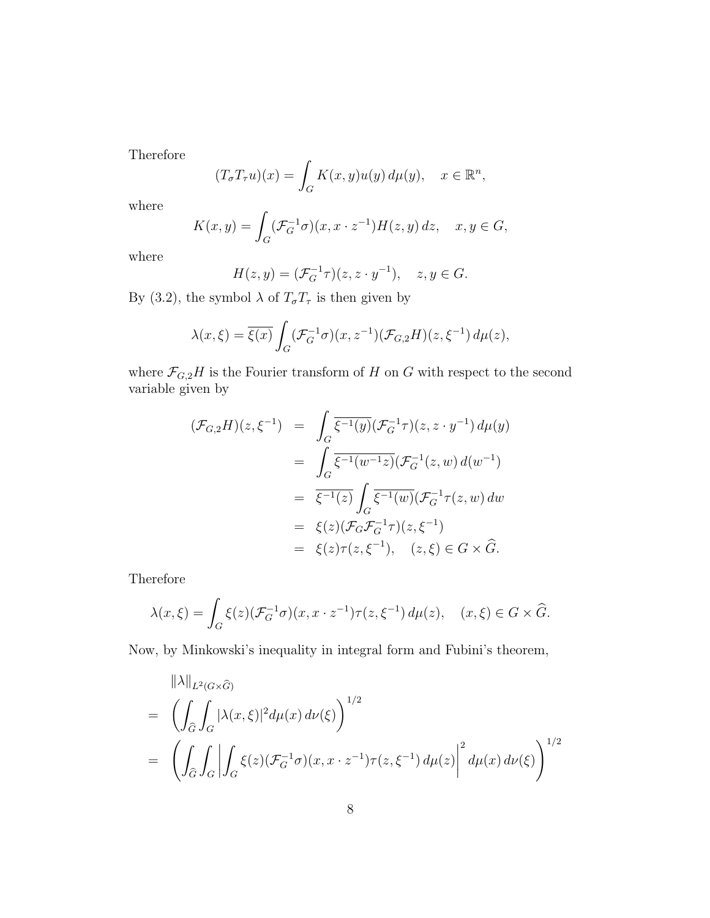Therefore

$$(T_\sigma T_\tau u)(x) = \int_G K(x,y)u(y)\,d\mu(y), \quad x \in \mathbb{R}^n,$$

where

$$K(x,y) = \int_G (\mathcal{F}_G^{-1}\sigma)(x, x \cdot z^{-1})H(z,y)\,dz, \quad x, y \in G,$$

where

$$H(z,y) = (\mathcal{F}_G^{-1}\tau)(z, z \cdot y^{-1}), \quad z, y \in G.$$

By (3.2), the symbol $\lambda$ of $T_\sigma T_\tau$ is then given by

$$\lambda(x,\xi) = \overline{\xi(x)} \int_G (\mathcal{F}_G^{-1}\sigma)(x, z^{-1})(\mathcal{F}_{G,2}H)(z, \xi^{-1})\,d\mu(z),$$

where $\mathcal{F}_{G,2}H$ is the Fourier transform of $H$ on $G$ with respect to the second variable given by

$$\begin{aligned}
(\mathcal{F}_{G,2}H)(z,\xi^{-1}) &= \int_G \overline{\xi^{-1}(y)}(\mathcal{F}_G^{-1}\tau)(z, z \cdot y^{-1})\,d\mu(y) \\
&= \int_G \overline{\xi^{-1}(w^{-1}z)}(\mathcal{F}_G^{-1}(z,w)\,d(w^{-1}) \\
&= \overline{\xi^{-1}(z)} \int_G \overline{\xi^{-1}(w)}(\mathcal{F}_G^{-1}\tau(z,w)\,dw \\
&= \xi(z)(\mathcal{F}_G\mathcal{F}_G^{-1}\tau)(z,\xi^{-1}) \\
&= \xi(z)\tau(z,\xi^{-1}), \quad (z,\xi) \in G \times \widehat{G}.
\end{aligned}$$

Therefore

$$\lambda(x,\xi) = \int_G \xi(z)(\mathcal{F}_G^{-1}\sigma)(x, x \cdot z^{-1})\tau(z,\xi^{-1})\,d\mu(z), \quad (x,\xi) \in G \times \widehat{G}.$$

Now, by Minkowski's inequality in integral form and Fubini's theorem,

$$\begin{aligned}
&\|\lambda\|_{L^2(G\times\widehat{G})} \\
= &\left( \int_{\widehat{G}} \int_G |\lambda(x,\xi)|^2 d\mu(x)\,d\nu(\xi) \right)^{1/2} \\
= &\left( \int_{\widehat{G}} \int_G \left| \int_G \xi(z)(\mathcal{F}_G^{-1}\sigma)(x, x \cdot z^{-1})\tau(z,\xi^{-1})\,d\mu(z) \right|^2 d\mu(x)\,d\nu(\xi) \right)^{1/2}
\end{aligned}$$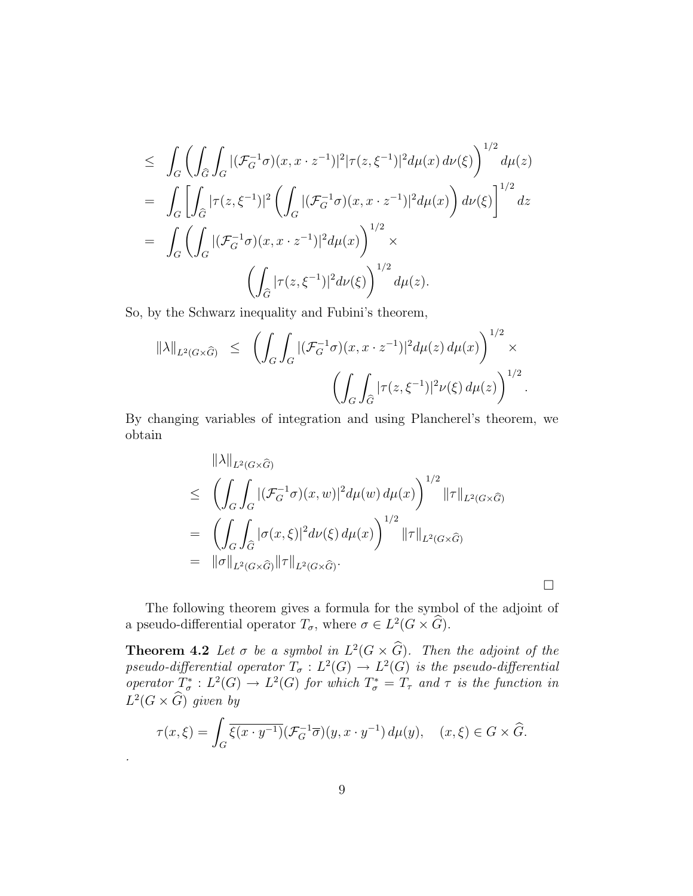$$
\begin{aligned}
&\leq \int_G \left( \int_{\widehat{G}} \int_G |(\mathcal{F}_G^{-1}\sigma)(x, x\cdot z^{-1})|^2 |\tau(z,\xi^{-1})|^2 d\mu(x)\, d\nu(\xi) \right)^{1/2} d\mu(z) \\
&= \int_G \left[ \int_{\widehat{G}} |\tau(z,\xi^{-1})|^2 \left( \int_G |(\mathcal{F}_G^{-1}\sigma)(x, x\cdot z^{-1})|^2 d\mu(x) \right) d\nu(\xi) \right]^{1/2} dz \\
&= \int_G \left( \int_G |(\mathcal{F}_G^{-1}\sigma)(x, x\cdot z^{-1})|^2 d\mu(x) \right)^{1/2} \times \\
&\qquad\qquad \left( \int_{\widehat{G}} |\tau(z,\xi^{-1})|^2 d\nu(\xi) \right)^{1/2} d\mu(z).
\end{aligned}
$$

So, by the Schwarz inequality and Fubini's theorem,

$$
\begin{aligned}
\|\lambda\|_{L^2(G\times\widehat{G})} &\leq \left( \int_G \int_G |(\mathcal{F}_G^{-1}\sigma)(x, x\cdot z^{-1})|^2 d\mu(z)\, d\mu(x) \right)^{1/2} \times \\
&\qquad\qquad \left( \int_G \int_{\widehat{G}} |\tau(z,\xi^{-1})|^2 \nu(\xi)\, d\mu(z) \right)^{1/2}.
\end{aligned}
$$

By changing variables of integration and using Plancherel's theorem, we obtain

$$
\begin{aligned}
&\|\lambda\|_{L^2(G\times\widehat{G})} \\
&\leq \left( \int_G \int_G |(\mathcal{F}_G^{-1}\sigma)(x, w)|^2 d\mu(w)\, d\mu(x) \right)^{1/2} \|\tau\|_{L^2(G\times\widehat{G})} \\
&= \left( \int_G \int_{\widehat{G}} |\sigma(x,\xi)|^2 d\nu(\xi)\, d\mu(x) \right)^{1/2} \|\tau\|_{L^2(G\times\widehat{G})} \\
&= \|\sigma\|_{L^2(G\times\widehat{G})} \|\tau\|_{L^2(G\times\widehat{G})}.
\end{aligned}
$$

□

The following theorem gives a formula for the symbol of the adjoint of a pseudo-differential operator $T_\sigma$, where $\sigma \in L^2(G \times \widehat{G})$.

**Theorem 4.2** *Let $\sigma$ be a symbol in $L^2(G \times \widehat{G})$. Then the adjoint of the pseudo-differential operator $T_\sigma : L^2(G) \to L^2(G)$ is the pseudo-differential operator $T_\sigma^* : L^2(G) \to L^2(G)$ for which $T_\sigma^* = T_\tau$ and $\tau$ is the function in $L^2(G \times \widehat{G})$ given by*

$$
\tau(x,\xi) = \int_G \overline{\xi(x\cdot y^{-1})} (\mathcal{F}_G^{-1}\overline{\sigma})(y, x\cdot y^{-1})\, d\mu(y), \quad (x,\xi) \in G \times \widehat{G}.
$$

.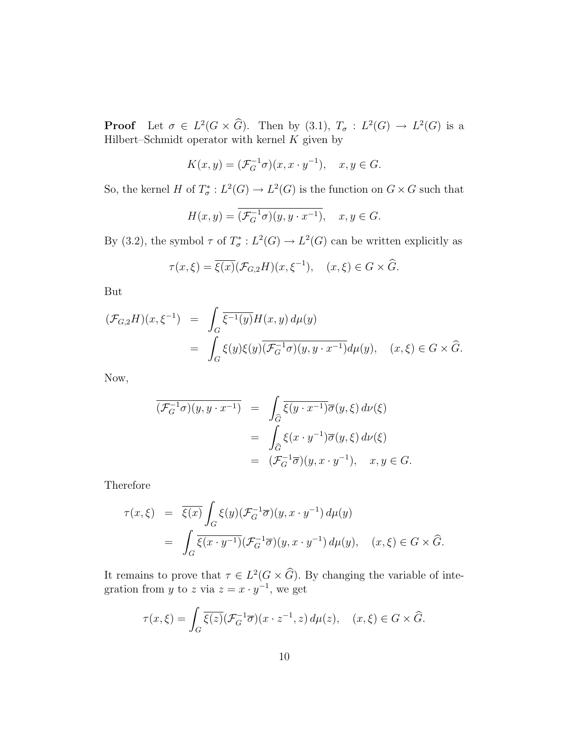**Proof** Let $\sigma \in L^2(G \times \widehat{G})$. Then by (3.1), $T_\sigma : L^2(G) \to L^2(G)$ is a Hilbert–Schmidt operator with kernel $K$ given by

$$K(x,y) = (\mathcal{F}_G^{-1}\sigma)(x, x \cdot y^{-1}), \quad x, y \in G.$$

So, the kernel $H$ of $T_\sigma^* : L^2(G) \to L^2(G)$ is the function on $G \times G$ such that

$$H(x,y) = \overline{(\mathcal{F}_G^{-1}\sigma)(y, y \cdot x^{-1})}, \quad x, y \in G.$$

By (3.2), the symbol $\tau$ of $T_\sigma^* : L^2(G) \to L^2(G)$ can be written explicitly as

$$\tau(x,\xi) = \overline{\xi(x)}(\mathcal{F}_{G,2}H)(x, \xi^{-1}), \quad (x,\xi) \in G \times \widehat{G}.$$

But

$$\begin{aligned}
(\mathcal{F}_{G,2}H)(x,\xi^{-1}) &= \int_G \overline{\xi^{-1}(y)} H(x,y)\, d\mu(y) \\
&= \int_G \xi(y)\xi(y)\overline{(\mathcal{F}_G^{-1}\sigma)(y, y \cdot x^{-1})} d\mu(y), \quad (x,\xi) \in G \times \widehat{G}.
\end{aligned}$$

Now,

$$\begin{aligned}
\overline{(\mathcal{F}_G^{-1}\sigma)(y, y \cdot x^{-1})} &= \int_{\widehat{G}} \overline{\xi(y \cdot x^{-1})}\overline{\sigma}(y,\xi)\, d\nu(\xi) \\
&= \int_{\widehat{G}} \xi(x \cdot y^{-1})\overline{\sigma}(y,\xi)\, d\nu(\xi) \\
&= (\mathcal{F}_G^{-1}\overline{\sigma})(y, x \cdot y^{-1}), \quad x, y \in G.
\end{aligned}$$

Therefore

$$\begin{aligned}
\tau(x,\xi) &= \overline{\xi(x)} \int_G \xi(y)(\mathcal{F}_G^{-1}\overline{\sigma})(y, x \cdot y^{-1})\, d\mu(y) \\
&= \int_G \overline{\xi(x \cdot y^{-1})}(\mathcal{F}_G^{-1}\overline{\sigma})(y, x \cdot y^{-1})\, d\mu(y), \quad (x,\xi) \in G \times \widehat{G}.
\end{aligned}$$

It remains to prove that $\tau \in L^2(G \times \widehat{G})$. By changing the variable of integration from $y$ to $z$ via $z = x \cdot y^{-1}$, we get

$$\tau(x,\xi) = \int_G \overline{\xi(z)}(\mathcal{F}_G^{-1}\overline{\sigma})(x \cdot z^{-1}, z)\, d\mu(z), \quad (x,\xi) \in G \times \widehat{G}.$$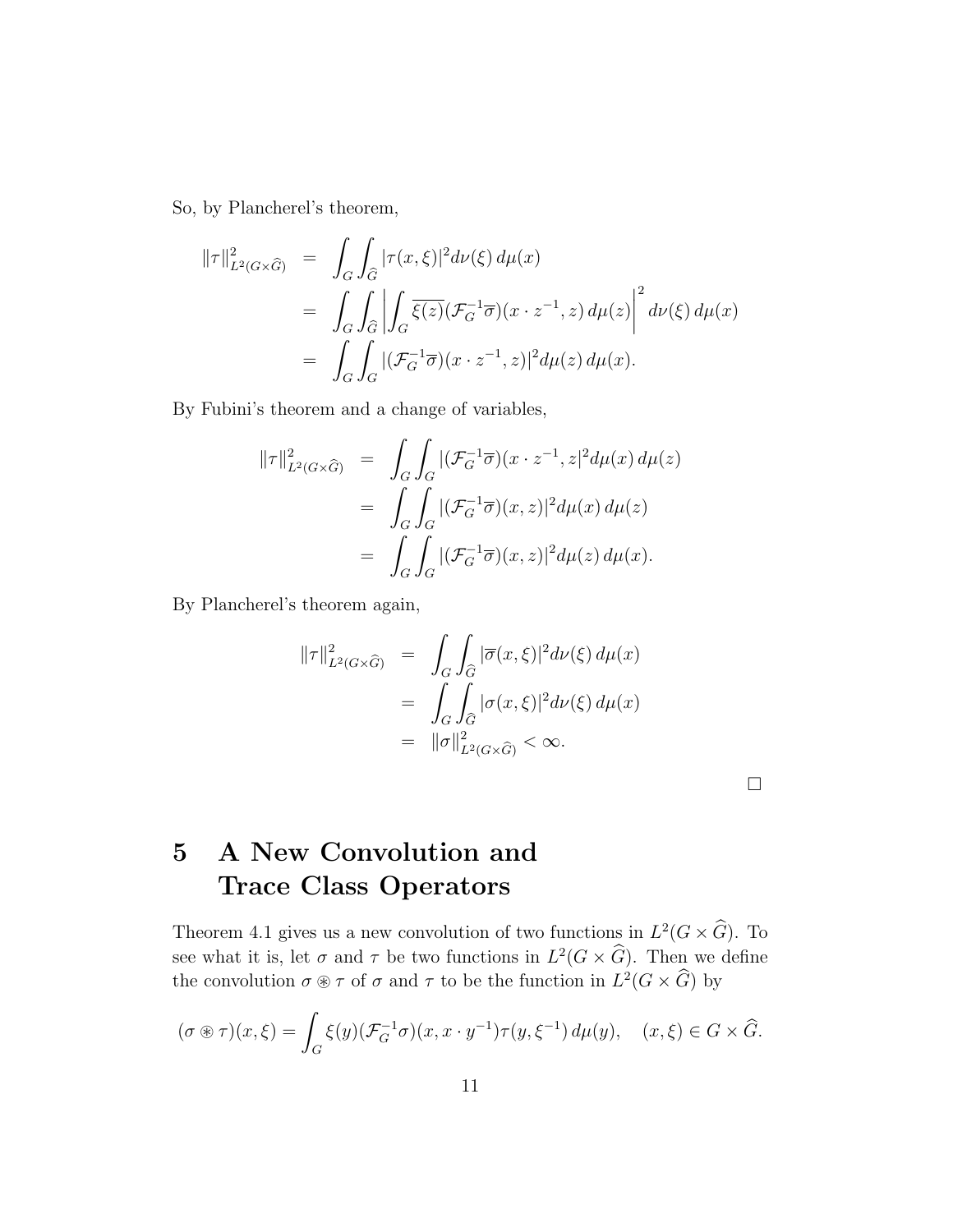So, by Plancherel's theorem,

$$
\begin{aligned}
\|\tau\|^2_{L^2(G\times\widehat{G})} &= \int_G \int_{\widehat{G}} |\tau(x,\xi)|^2 d\nu(\xi)\, d\mu(x) \\
&= \int_G \int_{\widehat{G}} \left| \int_G \overline{\xi(z)} (\mathcal{F}_G^{-1}\overline{\sigma})(x\cdot z^{-1}, z)\, d\mu(z) \right|^2 d\nu(\xi)\, d\mu(x) \\
&= \int_G \int_G |(\mathcal{F}_G^{-1}\overline{\sigma})(x\cdot z^{-1}, z)|^2 d\mu(z)\, d\mu(x).
\end{aligned}
$$

By Fubini's theorem and a change of variables,

$$
\begin{aligned}
\|\tau\|^2_{L^2(G\times\widehat{G})} &= \int_G \int_G |(\mathcal{F}_G^{-1}\overline{\sigma})(x\cdot z^{-1}, z|^2 d\mu(x)\, d\mu(z) \\
&= \int_G \int_G |(\mathcal{F}_G^{-1}\overline{\sigma})(x, z)|^2 d\mu(x)\, d\mu(z) \\
&= \int_G \int_G |(\mathcal{F}_G^{-1}\overline{\sigma})(x, z)|^2 d\mu(z)\, d\mu(x).
\end{aligned}
$$

By Plancherel's theorem again,

$$
\begin{aligned}
\|\tau\|^2_{L^2(G\times\widehat{G})} &= \int_G \int_{\widehat{G}} |\overline{\sigma}(x,\xi)|^2 d\nu(\xi)\, d\mu(x) \\
&= \int_G \int_{\widehat{G}} |\sigma(x,\xi)|^2 d\nu(\xi)\, d\mu(x) \\
&= \|\sigma\|^2_{L^2(G\times\widehat{G})} < \infty.
\end{aligned}
$$

□

# 5 A New Convolution and Trace Class Operators

Theorem 4.1 gives us a new convolution of two functions in $L^2(G\times\widehat{G})$. To see what it is, let $\sigma$ and $\tau$ be two functions in $L^2(G\times\widehat{G})$. Then we define the convolution $\sigma \circledast \tau$ of $\sigma$ and $\tau$ to be the function in $L^2(G\times\widehat{G})$ by

$$
(\sigma \circledast \tau)(x,\xi) = \int_G \xi(y) (\mathcal{F}_G^{-1}\sigma)(x, x\cdot y^{-1})\tau(y,\xi^{-1})\, d\mu(y), \quad (x,\xi) \in G\times\widehat{G}.
$$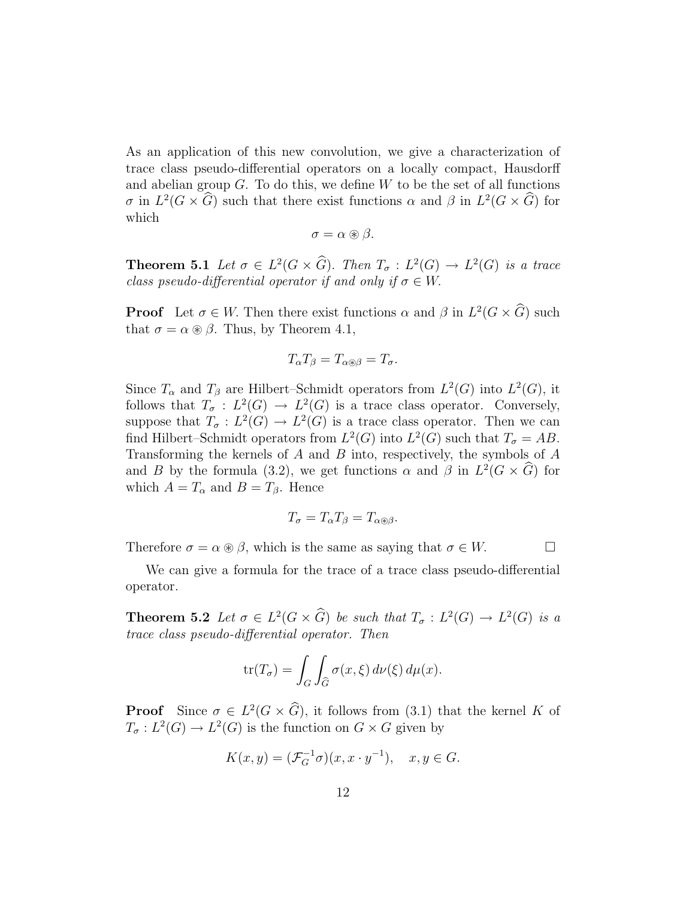As an application of this new convolution, we give a characterization of trace class pseudo-differential operators on a locally compact, Hausdorff and abelian group $G$. To do this, we define $W$ to be the set of all functions $\sigma$ in $L^2(G \times \widehat{G})$ such that there exist functions $\alpha$ and $\beta$ in $L^2(G \times \widehat{G})$ for which

$$\sigma = \alpha \circledast \beta.$$

**Theorem 5.1** *Let $\sigma \in L^2(G \times \widehat{G})$. Then $T_\sigma : L^2(G) \to L^2(G)$ is a trace class pseudo-differential operator if and only if $\sigma \in W$.*

**Proof** Let $\sigma \in W$. Then there exist functions $\alpha$ and $\beta$ in $L^2(G \times \widehat{G})$ such that $\sigma = \alpha \circledast \beta$. Thus, by Theorem 4.1,

$$T_\alpha T_\beta = T_{\alpha \circledast \beta} = T_\sigma.$$

Since $T_\alpha$ and $T_\beta$ are Hilbert–Schmidt operators from $L^2(G)$ into $L^2(G)$, it follows that $T_\sigma : L^2(G) \to L^2(G)$ is a trace class operator. Conversely, suppose that $T_\sigma : L^2(G) \to L^2(G)$ is a trace class operator. Then we can find Hilbert–Schmidt operators from $L^2(G)$ into $L^2(G)$ such that $T_\sigma = AB$. Transforming the kernels of $A$ and $B$ into, respectively, the symbols of $A$ and $B$ by the formula (3.2), we get functions $\alpha$ and $\beta$ in $L^2(G \times \widehat{G})$ for which $A = T_\alpha$ and $B = T_\beta$. Hence

$$T_\sigma = T_\alpha T_\beta = T_{\alpha \circledast \beta}.$$

Therefore $\sigma = \alpha \circledast \beta$, which is the same as saying that $\sigma \in W$. $\square$

We can give a formula for the trace of a trace class pseudo-differential operator.

**Theorem 5.2** *Let $\sigma \in L^2(G \times \widehat{G})$ be such that $T_\sigma : L^2(G) \to L^2(G)$ is a trace class pseudo-differential operator. Then*

$$\operatorname{tr}(T_\sigma) = \int_G \int_{\widehat{G}} \sigma(x, \xi)\, d\nu(\xi)\, d\mu(x).$$

**Proof** Since $\sigma \in L^2(G \times \widehat{G})$, it follows from (3.1) that the kernel $K$ of $T_\sigma : L^2(G) \to L^2(G)$ is the function on $G \times G$ given by

$$K(x, y) = (\mathcal{F}_G^{-1} \sigma)(x, x \cdot y^{-1}), \quad x, y \in G.$$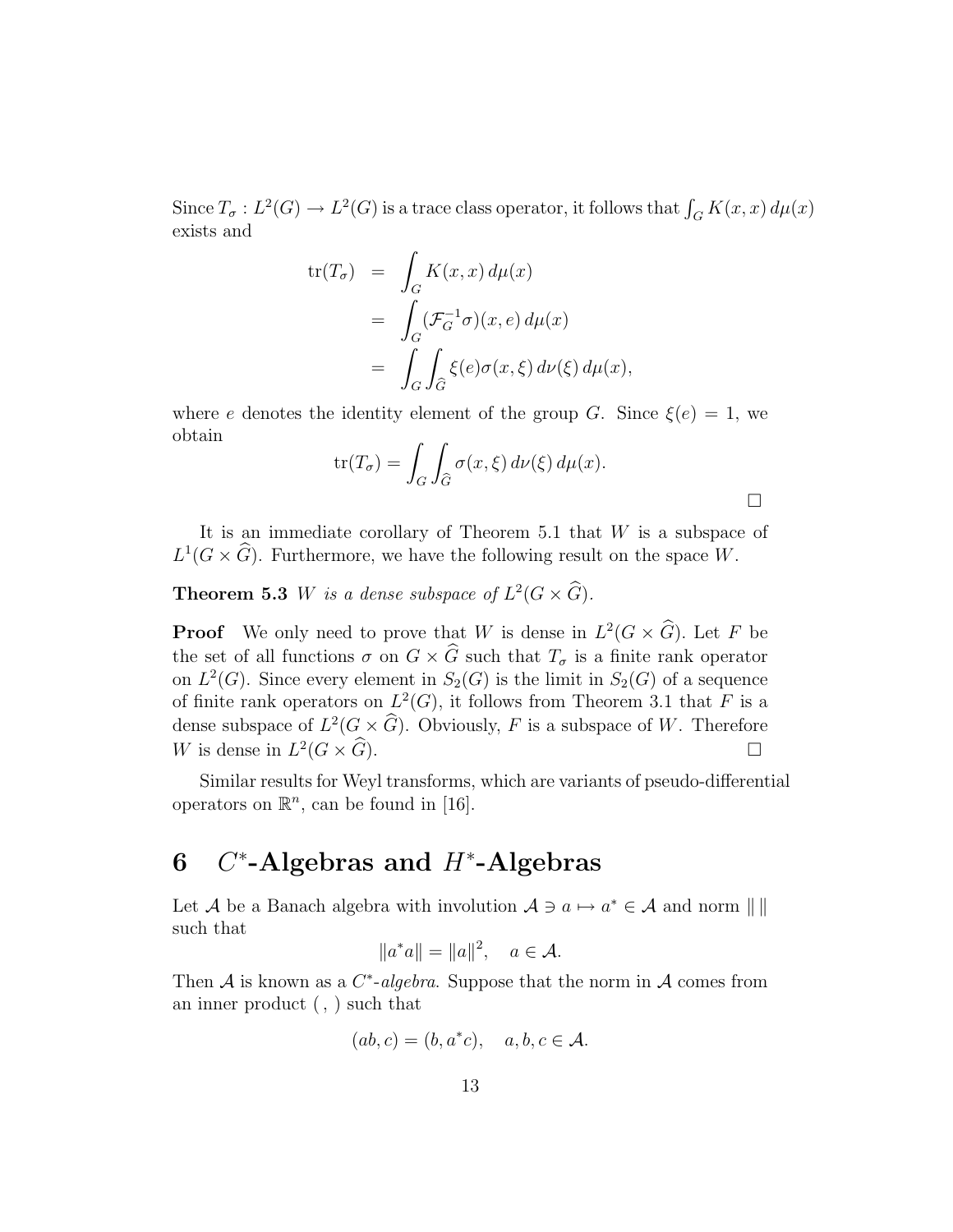Since $T_\sigma : L^2(G) \to L^2(G)$ is a trace class operator, it follows that $\int_G K(x,x)\, d\mu(x)$ exists and

$$
\begin{aligned}
\operatorname{tr}(T_\sigma) &= \int_G K(x,x)\, d\mu(x) \\
&= \int_G (\mathcal{F}_G^{-1}\sigma)(x,e)\, d\mu(x) \\
&= \int_G \int_{\widehat{G}} \xi(e)\sigma(x,\xi)\, d\nu(\xi)\, d\mu(x),
\end{aligned}
$$

where $e$ denotes the identity element of the group $G$. Since $\xi(e) = 1$, we obtain

$$
\operatorname{tr}(T_\sigma) = \int_G \int_{\widehat{G}} \sigma(x,\xi)\, d\nu(\xi)\, d\mu(x).
$$

□

It is an immediate corollary of Theorem 5.1 that $W$ is a subspace of $L^1(G \times \widehat{G})$. Furthermore, we have the following result on the space $W$.

**Theorem 5.3** *$W$ is a dense subspace of $L^2(G \times \widehat{G})$.*

**Proof** We only need to prove that $W$ is dense in $L^2(G \times \widehat{G})$. Let $F$ be the set of all functions $\sigma$ on $G \times \widehat{G}$ such that $T_\sigma$ is a finite rank operator on $L^2(G)$. Since every element in $S_2(G)$ is the limit in $S_2(G)$ of a sequence of finite rank operators on $L^2(G)$, it follows from Theorem 3.1 that $F$ is a dense subspace of $L^2(G \times \widehat{G})$. Obviously, $F$ is a subspace of $W$. Therefore $W$ is dense in $L^2(G \times \widehat{G})$. □

Similar results for Weyl transforms, which are variants of pseudo-differential operators on $\mathbb{R}^n$, can be found in [16].

# 6 $C^*$-Algebras and $H^*$-Algebras

Let $\mathcal{A}$ be a Banach algebra with involution $\mathcal{A} \ni a \mapsto a^* \in \mathcal{A}$ and norm $\| \; \|$ such that

$$
\|a^*a\| = \|a\|^2, \quad a \in \mathcal{A}.
$$

Then $\mathcal{A}$ is known as a $C^*$-*algebra*. Suppose that the norm in $\mathcal{A}$ comes from an inner product $( \, , \, )$ such that

$$
(ab, c) = (b, a^*c), \quad a, b, c \in \mathcal{A}.
$$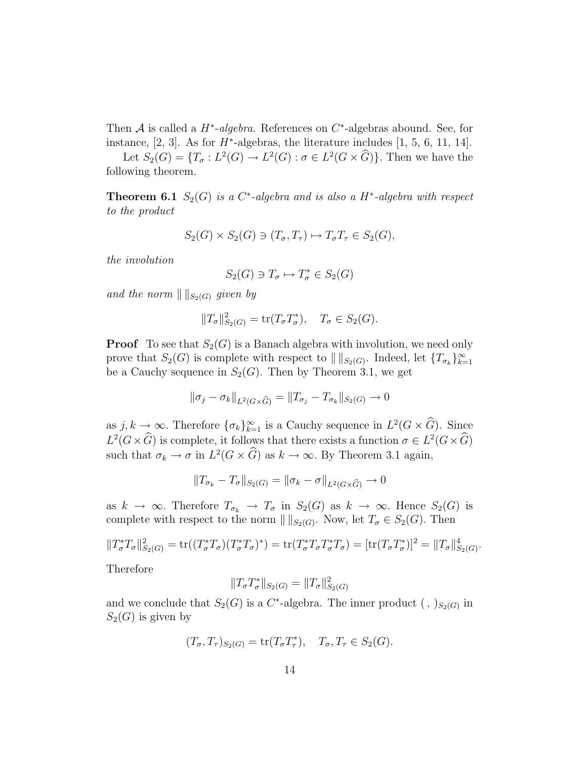Then $\mathcal{A}$ is called a *$H^*$-algebra*. References on $C^*$-algebras abound. See, for instance, [2, 3]. As for $H^*$-algebras, the literature includes [1, 5, 6, 11, 14].

Let $S_2(G) = \{T_\sigma : L^2(G) \to L^2(G) : \sigma \in L^2(G \times \widehat{G})\}$. Then we have the following theorem.

**Theorem 6.1** *$S_2(G)$ is a $C^*$-algebra and is also a $H^*$-algebra with respect to the product*

$$S_2(G) \times S_2(G) \ni (T_\sigma, T_\tau) \mapsto T_\sigma T_\tau \in S_2(G),$$

*the involution*

$$S_2(G) \ni T_\sigma \mapsto T_\sigma^* \in S_2(G)$$

*and the norm $\| \, \|_{S_2(G)}$ given by*

$$\|T_\sigma\|_{S_2(G)}^2 = \operatorname{tr}(T_\sigma T_\sigma^*), \quad T_\sigma \in S_2(G).$$

**Proof** To see that $S_2(G)$ is a Banach algebra with involution, we need only prove that $S_2(G)$ is complete with respect to $\| \, \|_{S_2(G)}$. Indeed, let $\{T_{\sigma_k}\}_{k=1}^\infty$ be a Cauchy sequence in $S_2(G)$. Then by Theorem 3.1, we get

$$\|\sigma_j - \sigma_k\|_{L^2(G\times\widehat{G})} = \|T_{\sigma_j} - T_{\sigma_k}\|_{S_2(G)} \to 0$$

as $j, k \to \infty$. Therefore $\{\sigma_k\}_{k=1}^\infty$ is a Cauchy sequence in $L^2(G \times \widehat{G})$. Since $L^2(G \times \widehat{G})$ is complete, it follows that there exists a function $\sigma \in L^2(G \times \widehat{G})$ such that $\sigma_k \to \sigma$ in $L^2(G \times \widehat{G})$ as $k \to \infty$. By Theorem 3.1 again,

$$\|T_{\sigma_k} - T_\sigma\|_{S_2(G)} = \|\sigma_k - \sigma\|_{L^2(G\times\widehat{G})} \to 0$$

as $k \to \infty$. Therefore $T_{\sigma_k} \to T_\sigma$ in $S_2(G)$ as $k \to \infty$. Hence $S_2(G)$ is complete with respect to the norm $\| \, \|_{S_2(G)}$. Now, let $T_\sigma \in S_2(G)$. Then

$$\|T_\sigma^* T_\sigma\|_{S_2(G)}^2 = \operatorname{tr}((T_\sigma^* T_\sigma)(T_\sigma^* T_\sigma)^*) = \operatorname{tr}(T_\sigma^* T_\sigma T_\sigma^* T_\sigma) = [\operatorname{tr}(T_\sigma T_\sigma^*)]^2 = \|T_\sigma\|_{S_2(G)}^4.$$

Therefore

$$\|T_\sigma T_\sigma^*\|_{S_2(G)} = \|T_\sigma\|_{S_2(G)}^2$$

and we conclude that $S_2(G)$ is a $C^*$-algebra. The inner product $( \, , \, )_{S_2(G)}$ in $S_2(G)$ is given by

$$(T_\sigma, T_\tau)_{S_2(G)} = \operatorname{tr}(T_\sigma T_\tau^*), \quad T_\sigma, T_\tau \in S_2(G).$$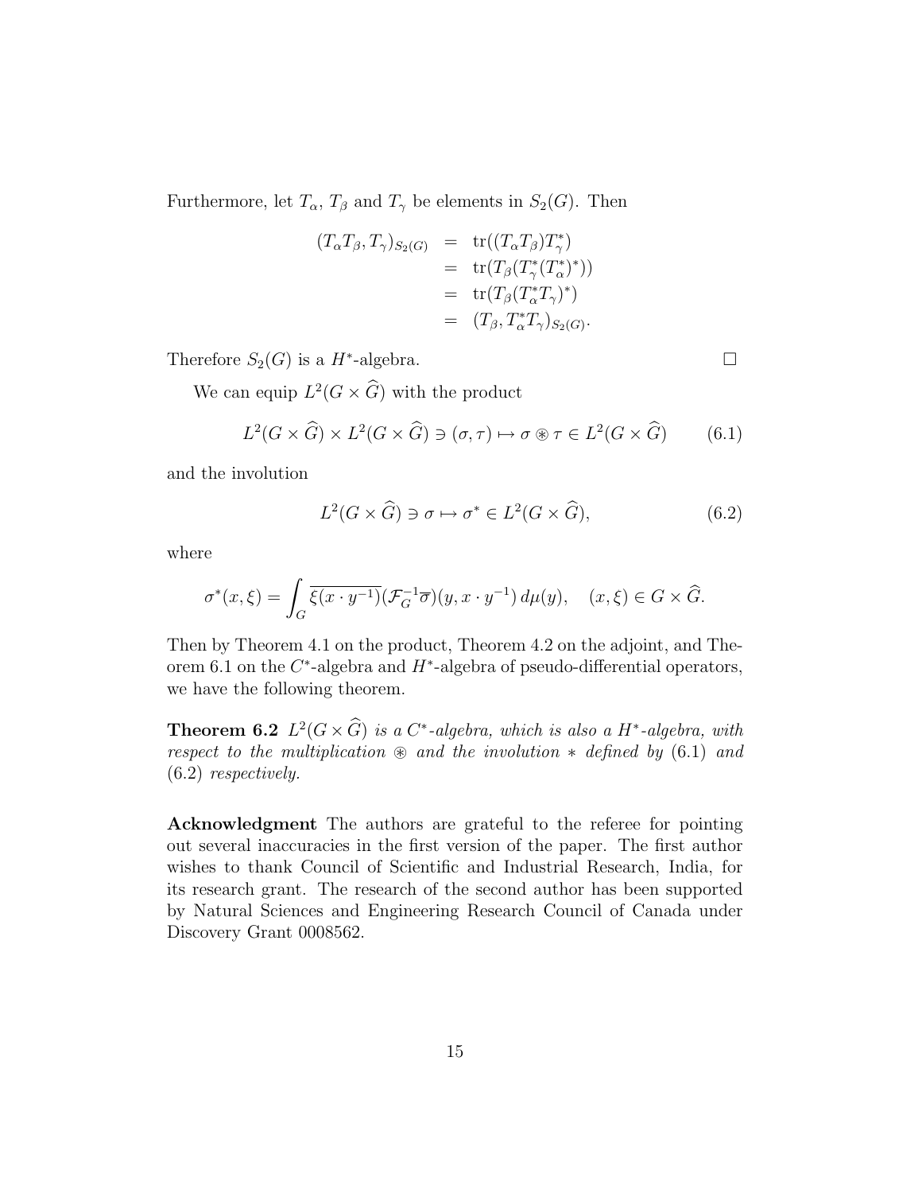Furthermore, let $T_\alpha$, $T_\beta$ and $T_\gamma$ be elements in $S_2(G)$. Then

$$\begin{aligned}
(T_\alpha T_\beta, T_\gamma)_{S_2(G)} &= \operatorname{tr}((T_\alpha T_\beta)T_\gamma^*) \\
&= \operatorname{tr}(T_\beta(T_\gamma^*(T_\alpha^*)^*)) \\
&= \operatorname{tr}(T_\beta(T_\alpha^* T_\gamma)^*) \\
&= (T_\beta, T_\alpha^* T_\gamma)_{S_2(G)}.
\end{aligned}$$

Therefore $S_2(G)$ is a $H^*$-algebra. □

We can equip $L^2(G \times \widehat{G})$ with the product

$$L^2(G \times \widehat{G}) \times L^2(G \times \widehat{G}) \ni (\sigma, \tau) \mapsto \sigma \circledast \tau \in L^2(G \times \widehat{G}) \tag{6.1}$$

and the involution

$$L^2(G \times \widehat{G}) \ni \sigma \mapsto \sigma^* \in L^2(G \times \widehat{G}), \tag{6.2}$$

where

$$\sigma^*(x, \xi) = \int_G \overline{\xi(x \cdot y^{-1})}(\mathcal{F}_G^{-1}\overline{\sigma})(y, x \cdot y^{-1})\, d\mu(y), \quad (x, \xi) \in G \times \widehat{G}.$$

Then by Theorem 4.1 on the product, Theorem 4.2 on the adjoint, and Theorem 6.1 on the $C^*$-algebra and $H^*$-algebra of pseudo-differential operators, we have the following theorem.

**Theorem 6.2** *$L^2(G \times \widehat{G})$ is a $C^*$-algebra, which is also a $H^*$-algebra, with respect to the multiplication $\circledast$ and the involution $*$ defined by* (6.1) *and* (6.2) *respectively.*

**Acknowledgment** The authors are grateful to the referee for pointing out several inaccuracies in the first version of the paper. The first author wishes to thank Council of Scientific and Industrial Research, India, for its research grant. The research of the second author has been supported by Natural Sciences and Engineering Research Council of Canada under Discovery Grant 0008562.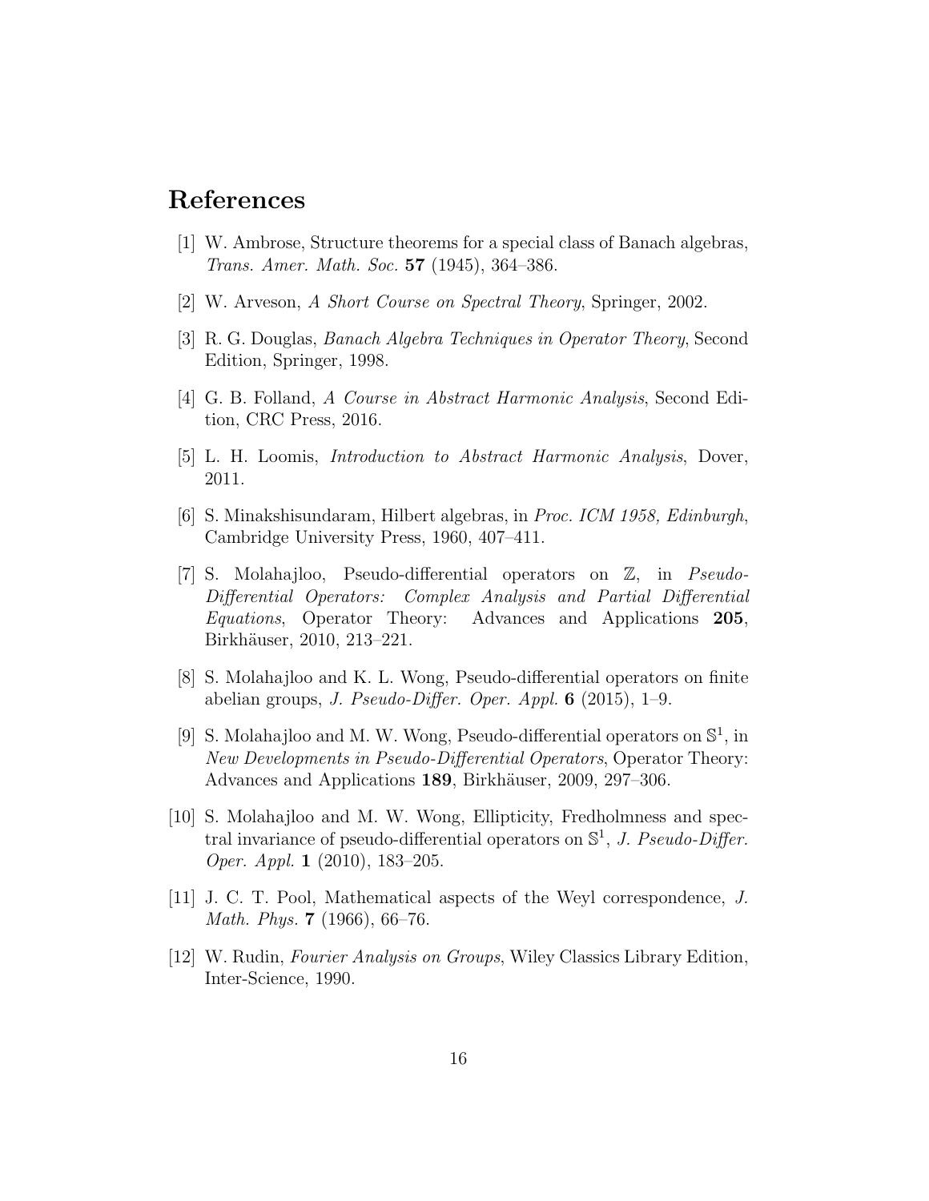# References

[1] W. Ambrose, Structure theorems for a special class of Banach algebras, *Trans. Amer. Math. Soc.* **57** (1945), 364–386.

[2] W. Arveson, *A Short Course on Spectral Theory*, Springer, 2002.

[3] R. G. Douglas, *Banach Algebra Techniques in Operator Theory*, Second Edition, Springer, 1998.

[4] G. B. Folland, *A Course in Abstract Harmonic Analysis*, Second Edition, CRC Press, 2016.

[5] L. H. Loomis, *Introduction to Abstract Harmonic Analysis*, Dover, 2011.

[6] S. Minakshisundaram, Hilbert algebras, in *Proc. ICM 1958, Edinburgh*, Cambridge University Press, 1960, 407–411.

[7] S. Molahajloo, Pseudo-differential operators on $\mathbb{Z}$, in *Pseudo-Differential Operators: Complex Analysis and Partial Differential Equations*, Operator Theory: Advances and Applications **205**, Birkhäuser, 2010, 213–221.

[8] S. Molahajloo and K. L. Wong, Pseudo-differential operators on finite abelian groups, *J. Pseudo-Differ. Oper. Appl.* **6** (2015), 1–9.

[9] S. Molahajloo and M. W. Wong, Pseudo-differential operators on $\mathbb{S}^1$, in *New Developments in Pseudo-Differential Operators*, Operator Theory: Advances and Applications **189**, Birkhäuser, 2009, 297–306.

[10] S. Molahajloo and M. W. Wong, Ellipticity, Fredholmness and spectral invariance of pseudo-differential operators on $\mathbb{S}^1$, *J. Pseudo-Differ. Oper. Appl.* **1** (2010), 183–205.

[11] J. C. T. Pool, Mathematical aspects of the Weyl correspondence, *J. Math. Phys.* **7** (1966), 66–76.

[12] W. Rudin, *Fourier Analysis on Groups*, Wiley Classics Library Edition, Inter-Science, 1990.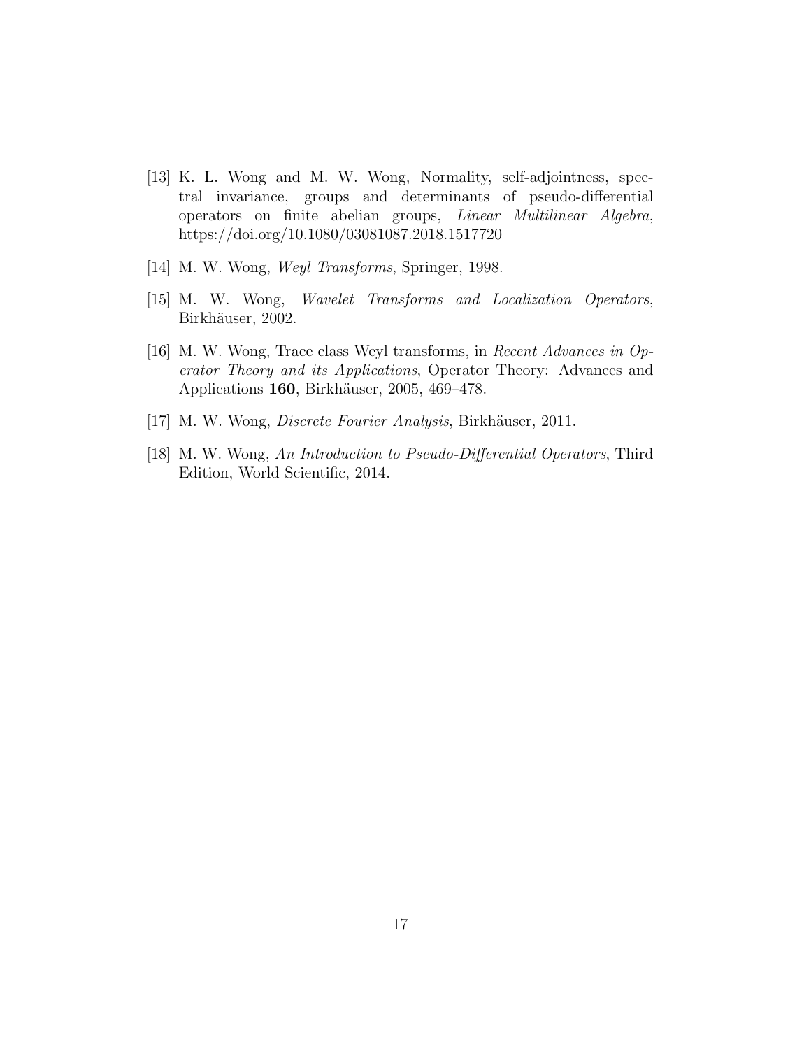[13] K. L. Wong and M. W. Wong, Normality, self-adjointness, spectral invariance, groups and determinants of pseudo-differential operators on finite abelian groups, *Linear Multilinear Algebra*, https://doi.org/10.1080/03081087.2018.1517720

[14] M. W. Wong, *Weyl Transforms*, Springer, 1998.

[15] M. W. Wong, *Wavelet Transforms and Localization Operators*, Birkhäuser, 2002.

[16] M. W. Wong, Trace class Weyl transforms, in *Recent Advances in Operator Theory and its Applications*, Operator Theory: Advances and Applications **160**, Birkhäuser, 2005, 469–478.

[17] M. W. Wong, *Discrete Fourier Analysis*, Birkhäuser, 2011.

[18] M. W. Wong, *An Introduction to Pseudo-Differential Operators*, Third Edition, World Scientific, 2014.